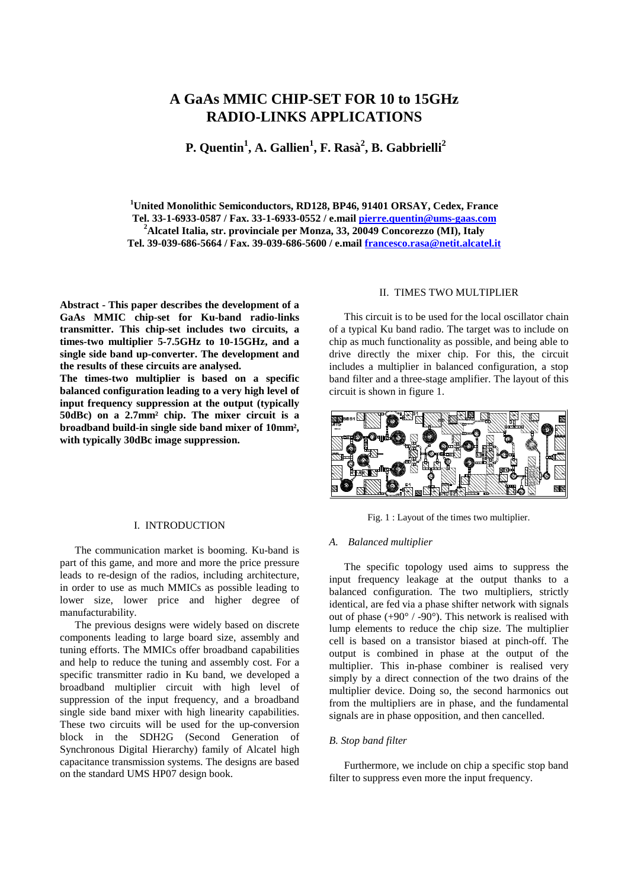# A GaAs MMIC CHIP-SET FOR 10 to 15GHz RADIO-LINKS APPLICATIONS

**P. Quentin[1], A. Gallien[1], F. Rasà[2], B. Gabbrielli[2]**

**[1]United Monolithic Semiconductors, RD128, BP46, 91401 ORSAY, Cedex, France**
**Tel. 33-1-6933-0587 / Fax. 33-1-6933-0552 / e.mail pierre.quentin@ums-gaas.com**
**[2]Alcatel Italia, str. provinciale per Monza, 33, 20049 Concorezzo (MI), Italy**
**Tel. 39-039-686-5664 / Fax. 39-039-686-5600 / e.mail francesco.rasa@netit.alcatel.it**

**Abstract - This paper describes the development of a GaAs MMIC chip-set for Ku-band radio-links transmitter. This chip-set includes two circuits, a times-two multiplier 5-7.5GHz to 10-15GHz, and a single side band up-converter. The development and the results of these circuits are analysed.**

**The times-two multiplier is based on a specific balanced configuration leading to a very high level of input frequency suppression at the output (typically 50dBc) on a 2.7mm² chip. The mixer circuit is a broadband build-in single side band mixer of 10mm², with typically 30dBc image suppression.**

## I. INTRODUCTION

The communication market is booming. Ku-band is part of this game, and more and more the price pressure leads to re-design of the radios, including architecture, in order to use as much MMICs as possible leading to lower size, lower price and higher degree of manufacturability.

The previous designs were widely based on discrete components leading to large board size, assembly and tuning efforts. The MMICs offer broadband capabilities and help to reduce the tuning and assembly cost. For a specific transmitter radio in Ku band, we developed a broadband multiplier circuit with high level of suppression of the input frequency, and a broadband single side band mixer with high linearity capabilities. These two circuits will be used for the up-conversion block in the SDH2G (Second Generation of Synchronous Digital Hierarchy) family of Alcatel high capacitance transmission systems. The designs are based on the standard UMS HP07 design book.

## II. TIMES TWO MULTIPLIER

This circuit is to be used for the local oscillator chain of a typical Ku band radio. The target was to include on chip as much functionality as possible, and being able to drive directly the mixer chip. For this, the circuit includes a multiplier in balanced configuration, a stop band filter and a three-stage amplifier. The layout of this circuit is shown in figure 1.

Fig. 1 : Layout of the times two multiplier.

### *A. Balanced multiplier*

The specific topology used aims to suppress the input frequency leakage at the output thanks to a balanced configuration. The two multipliers, strictly identical, are fed via a phase shifter network with signals out of phase (+90° / -90°). This network is realised with lump elements to reduce the chip size. The multiplier cell is based on a transistor biased at pinch-off. The output is combined in phase at the output of the multiplier. This in-phase combiner is realised very simply by a direct connection of the two drains of the multiplier device. Doing so, the second harmonics out from the multipliers are in phase, and the fundamental signals are in phase opposition, and then cancelled.

### *B. Stop band filter*

Furthermore, we include on chip a specific stop band filter to suppress even more the input frequency.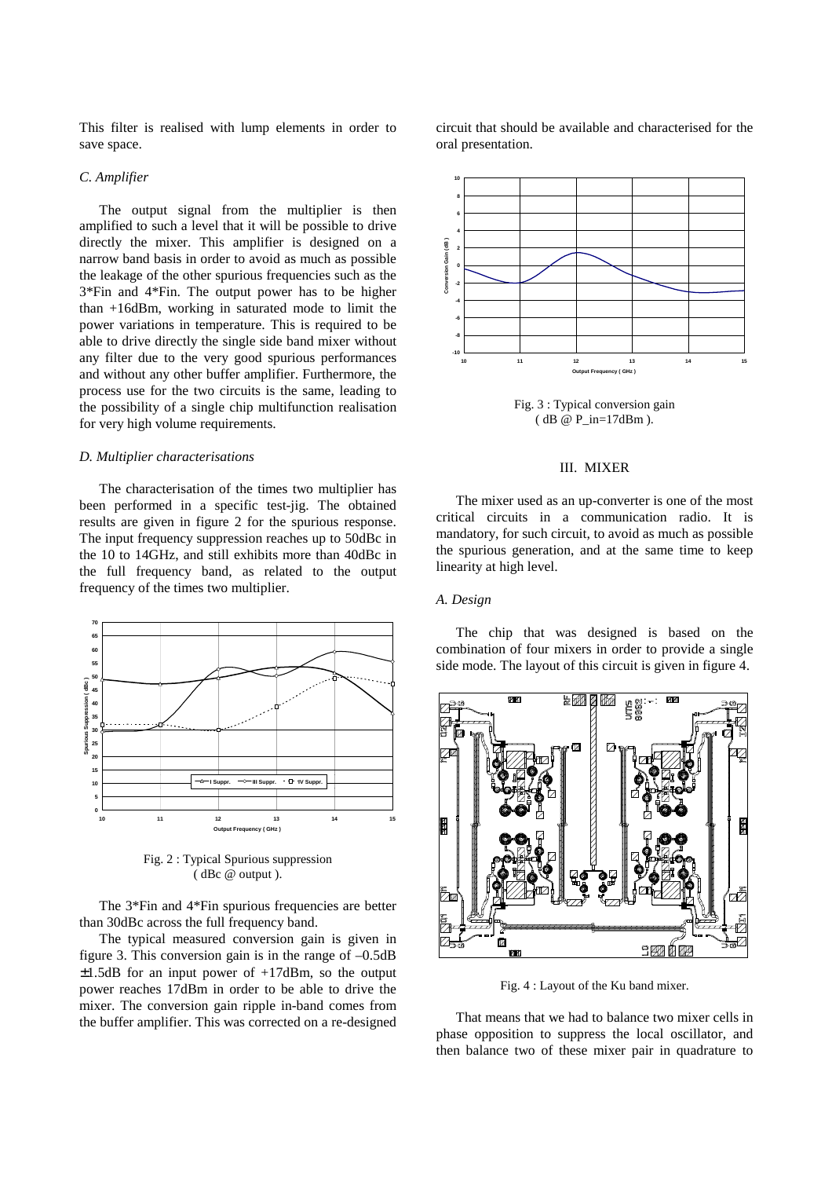This filter is realised with lump elements in order to save space.

### C. Amplifier

The output signal from the multiplier is then amplified to such a level that it will be possible to drive directly the mixer. This amplifier is designed on a narrow band basis in order to avoid as much as possible the leakage of the other spurious frequencies such as the 3*Fin and 4*Fin. The output power has to be higher than +16dBm, working in saturated mode to limit the power variations in temperature. This is required to be able to drive directly the single side band mixer without any filter due to the very good spurious performances and without any other buffer amplifier. Furthermore, the process use for the two circuits is the same, leading to the possibility of a single chip multifunction realisation for very high volume requirements.

### D. Multiplier characterisations

The characterisation of the times two multiplier has been performed in a specific test-jig. The obtained results are given in figure 2 for the spurious response. The input frequency suppression reaches up to 50dBc in the 10 to 14GHz, and still exhibits more than 40dBc in the full frequency band, as related to the output frequency of the times two multiplier.

Fig. 2 : Typical Spurious suppression ( dBc @ output ).

The 3*Fin and 4*Fin spurious frequencies are better than 30dBc across the full frequency band.

The typical measured conversion gain is given in figure 3. This conversion gain is in the range of –0.5dB ±1.5dB for an input power of +17dBm, so the output power reaches 17dBm in order to be able to drive the mixer. The conversion gain ripple in-band comes from the buffer amplifier. This was corrected on a re-designed circuit that should be available and characterised for the oral presentation.

Fig. 3 : Typical conversion gain ( dB @ P_in=17dBm ).

## III. MIXER

The mixer used as an up-converter is one of the most critical circuits in a communication radio. It is mandatory, for such circuit, to avoid as much as possible the spurious generation, and at the same time to keep linearity at high level.

### A. Design

The chip that was designed is based on the combination of four mixers in order to provide a single side mode. The layout of this circuit is given in figure 4.

Fig. 4 : Layout of the Ku band mixer.

That means that we had to balance two mixer cells in phase opposition to suppress the local oscillator, and then balance two of these mixer pair in quadrature to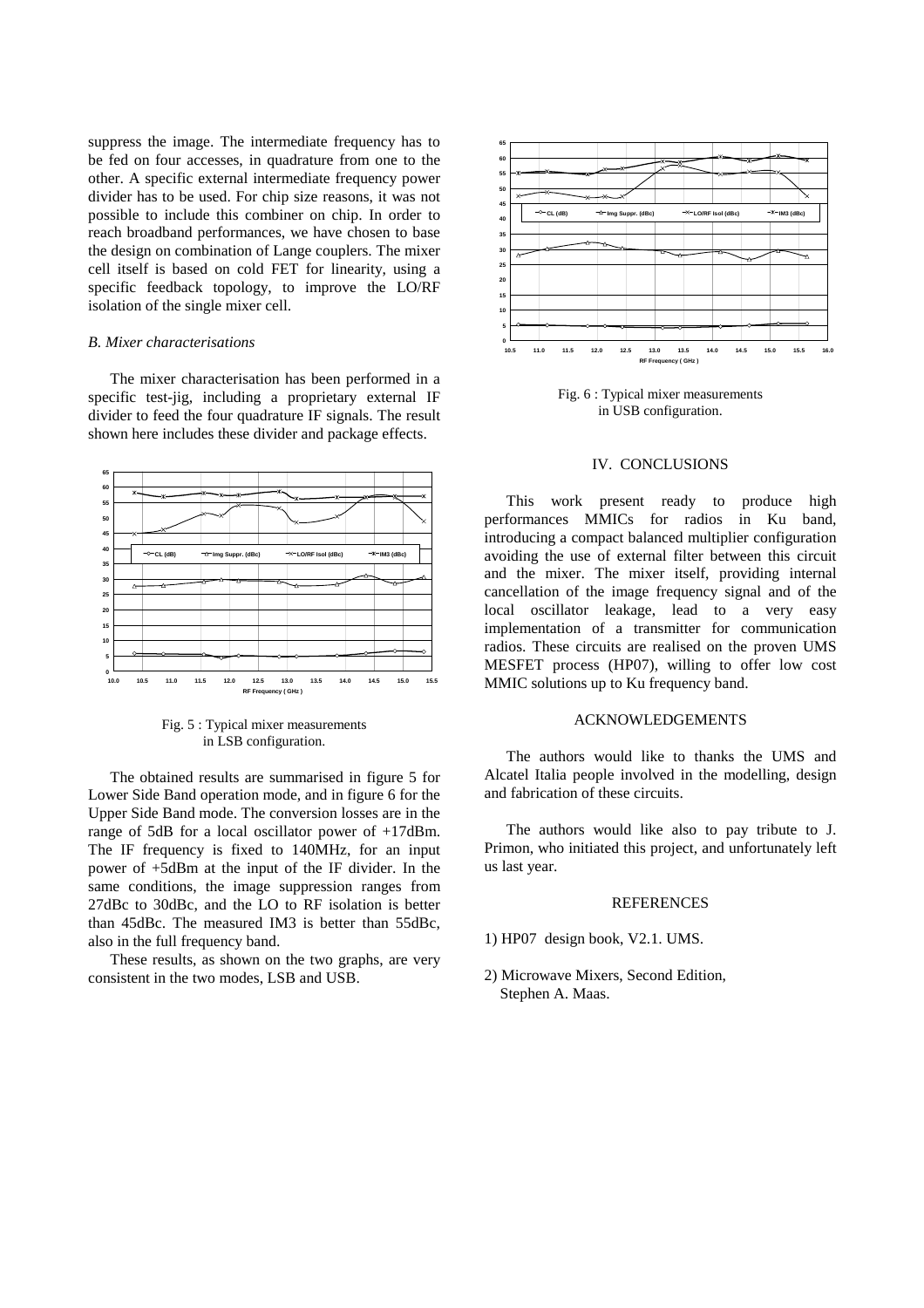suppress the image. The intermediate frequency has to be fed on four accesses, in quadrature from one to the other. A specific external intermediate frequency power divider has to be used. For chip size reasons, it was not possible to include this combiner on chip. In order to reach broadband performances, we have chosen to base the design on combination of Lange couplers. The mixer cell itself is based on cold FET for linearity, using a specific feedback topology, to improve the LO/RF isolation of the single mixer cell.

### *B. Mixer characterisations*

The mixer characterisation has been performed in a specific test-jig, including a proprietary external IF divider to feed the four quadrature IF signals. The result shown here includes these divider and package effects.

65
60
55
50
45
40
35
30
25
20
15
10
5
0

CL (dB)
Img Suppr. (dBc)
LO/RF Isol (dBc)
IM3 (dBc)

10.0 10.5 11.0 11.5 12.0 12.5 13.0 13.5 14.0 14.5 15.0 15.5

RF Frequency ( GHz )

Fig. 5 : Typical mixer measurements in LSB configuration.

The obtained results are summarised in figure 5 for Lower Side Band operation mode, and in figure 6 for the Upper Side Band mode. The conversion losses are in the range of 5dB for a local oscillator power of +17dBm. The IF frequency is fixed to 140MHz, for an input power of +5dBm at the input of the IF divider. In the same conditions, the image suppression ranges from 27dBc to 30dBc, and the LO to RF isolation is better than 45dBc. The measured IM3 is better than 55dBc, also in the full frequency band.

These results, as shown on the two graphs, are very consistent in the two modes, LSB and USB.

65
60
55
50
45
40
35
30
25
20
15
10
5
0

CL (dB)
Img Suppr. (dBc)
LO/RF Isol (dBc)
IM3 (dBc)

10.5 11.0 11.5 12.0 12.5 13.0 13.5 14.0 14.5 15.0 15.5 16.0

RF Frequency ( GHz )

Fig. 6 : Typical mixer measurements in USB configuration.

## IV. CONCLUSIONS

This work present ready to produce high performances MMICs for radios in Ku band, introducing a compact balanced multiplier configuration avoiding the use of external filter between this circuit and the mixer. The mixer itself, providing internal cancellation of the image frequency signal and of the local oscillator leakage, lead to a very easy implementation of a transmitter for communication radios. These circuits are realised on the proven UMS MESFET process (HP07), willing to offer low cost MMIC solutions up to Ku frequency band.

## ACKNOWLEDGEMENTS

The authors would like to thanks the UMS and Alcatel Italia people involved in the modelling, design and fabrication of these circuits.

The authors would like also to pay tribute to J. Primon, who initiated this project, and unfortunately left us last year.

## REFERENCES

1) HP07 design book, V2.1. UMS.

2) Microwave Mixers, Second Edition, Stephen A. Maas.